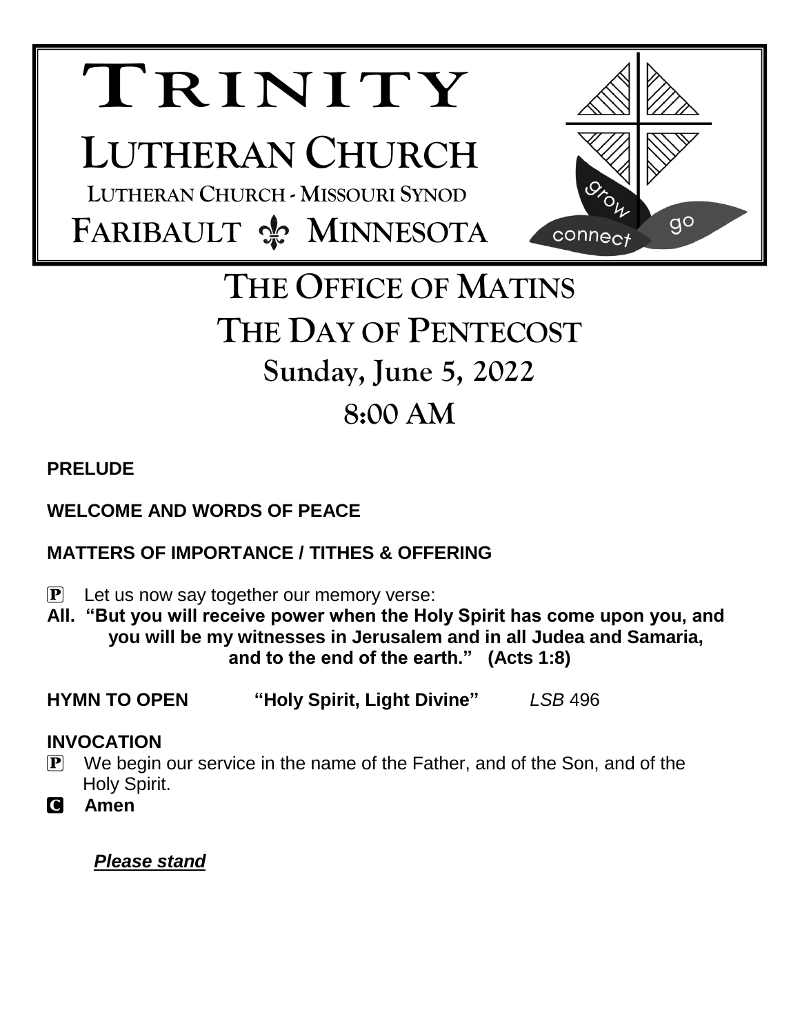# TRINITY

# LUTHERAN CHURCH

LUTHERAN CHURCH - MISSOURI SYNOD

FARIBAULT ⚜ MINNESOTA

grow connect go

# THE OFFICE OF MATINS

# THE DAY OF PENTECOST

## Sunday, June 5, 2022

## 8:00 AM

**PRELUDE**

**WELCOME AND WORDS OF PEACE**

**MATTERS OF IMPORTANCE / TITHES & OFFERING**

P Let us now say together our memory verse:

**All. "But you will receive power when the Holy Spirit has come upon you, and you will be my witnesses in Jerusalem and in all Judea and Samaria, and to the end of the earth." (Acts 1:8)**

**HYMN TO OPEN "Holy Spirit, Light Divine"** *LSB* 496

**INVOCATION**

P We begin our service in the name of the Father, and of the Son, and of the Holy Spirit.

**C Amen**

***Please stand***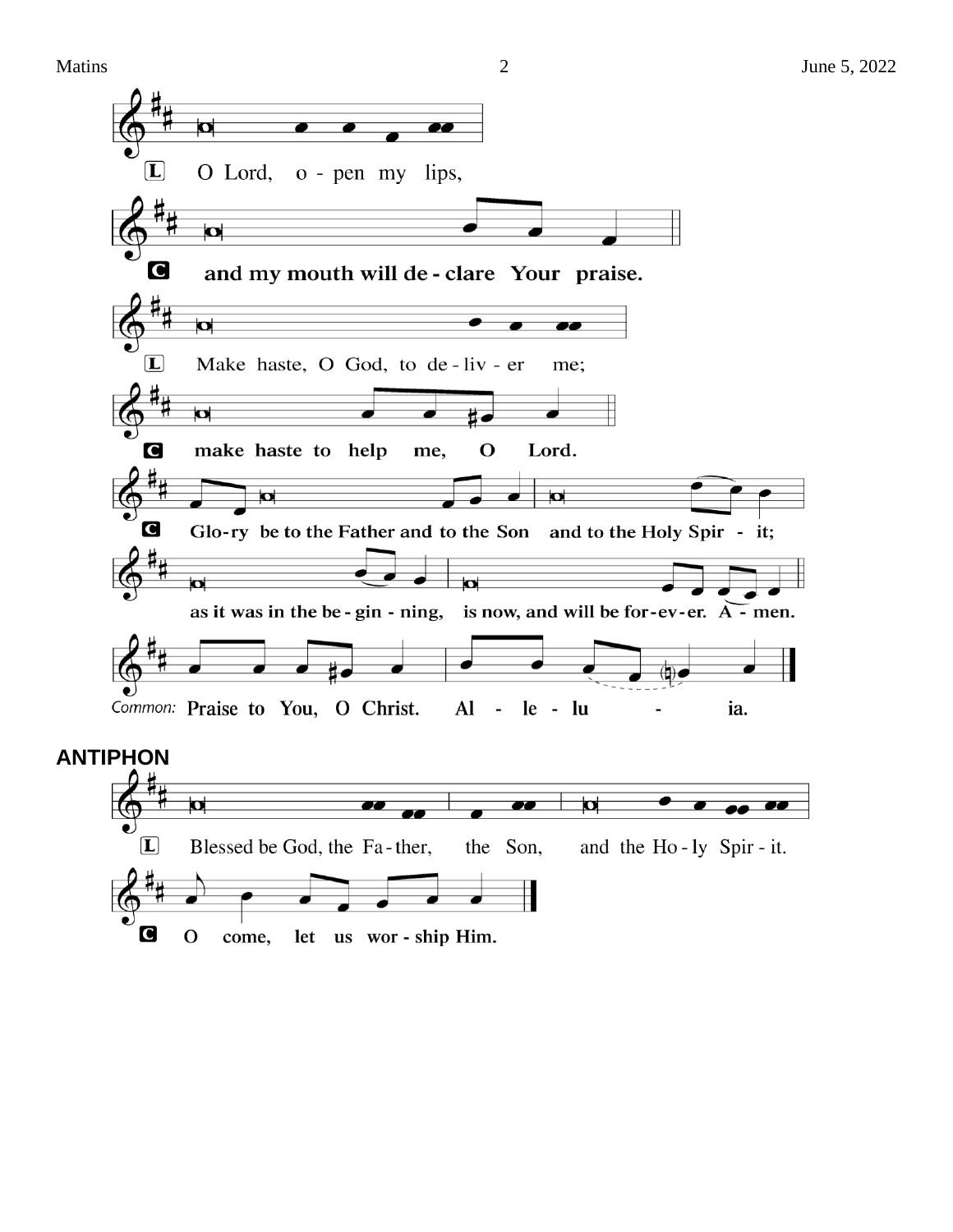L O Lord, o - pen my lips,

**C and my mouth will de - clare Your praise.**

L Make haste, O God, to de - liv - er me;

**C make haste to help me, O Lord.**

**C Glo-ry be to the Father and to the Son and to the Holy Spir - it;**

**as it was in the be - gin - ning, is now, and will be for-ev-er. A - men.**

*Common:* **Praise to You, O Christ. Al - le - lu - ia.**

**ANTIPHON**

L Blessed be God, the Fa - ther, the Son, and the Ho - ly Spir - it.

**C O come, let us wor - ship Him.**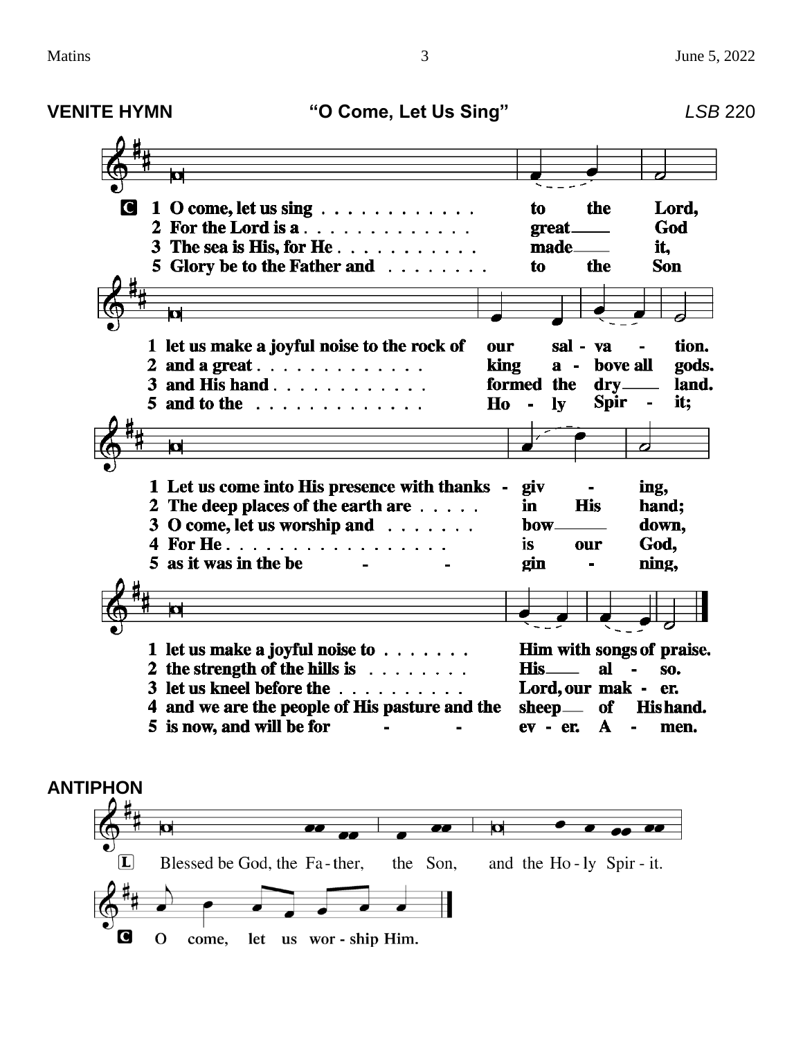**VENITE HYMN** **"O Come, Let Us Sing"** *LSB* 220

C 1 O come, let us sing . . . . . . . . . . . . to the Lord,
2 For the Lord is a . . . . . . . . . . . . . great___ God
3 The sea is His, for He . . . . . . . . . . . made___ it,
5 Glory be to the Father and . . . . . . . . to the Son

1 let us make a joyful noise to the rock of our sal - va - tion.
2 and a great . . . . . . . . . . . . . king a - bove all gods.
3 and His hand . . . . . . . . . . . . formed the dry___ land.
5 and to the . . . . . . . . . . . . . Ho - ly Spir - it;

1 Let us come into His presence with thanks - giv - ing,
2 The deep places of the earth are . . . . . in His hand;
3 O come, let us worship and . . . . . . . bow___ down,
4 For He . . . . . . . . . . . . . . . . . is our God,
5 as it was in the be - - gin - ning,

1 let us make a joyful noise to . . . . . . . Him with songs of praise.
2 the strength of the hills is . . . . . . . . His___ al - so.
3 let us kneel before the . . . . . . . . . . Lord, our mak - er.
4 and we are the people of His pasture and the sheep___ of His hand.
5 is now, and will be for - - ev - er. A - men.

**ANTIPHON**

L Blessed be God, the Fa - ther, the Son, and the Ho - ly Spir - it.

C **O come, let us wor - ship Him.**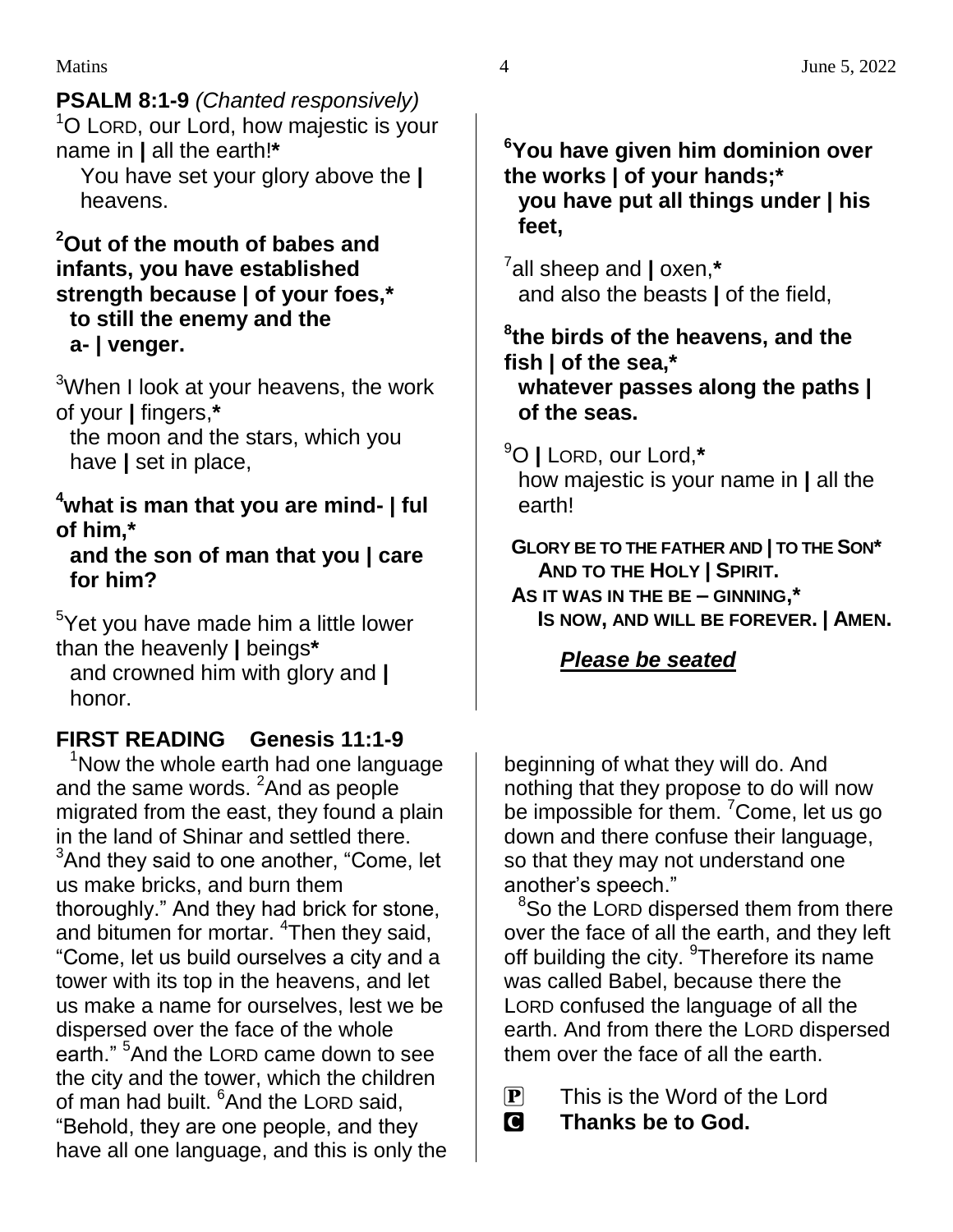**PSALM 8:1-9** *(Chanted responsively)*

[1]O LORD, our Lord, how majestic is your name in | all the earth!*
You have set your glory above the | heavens.

**[2]Out of the mouth of babes and infants, you have established strength because | of your foes,***
**to still the enemy and the a- | venger.**

[3]When I look at your heavens, the work of your | fingers,*
the moon and the stars, which you have | set in place,

**[4]what is man that you are mind- | ful of him,***
**and the son of man that you | care for him?**

[5]Yet you have made him a little lower than the heavenly | beings*
and crowned him with glory and | honor.

**[6]You have given him dominion over the works | of your hands;***
**you have put all things under | his feet,**

[7]all sheep and | oxen,*
and also the beasts | of the field,

**[8]the birds of the heavens, and the fish | of the sea,***
**whatever passes along the paths | of the seas.**

[9]O | LORD, our Lord,*
how majestic is your name in | all the earth!

**GLORY BE TO THE FATHER AND | TO THE SON***
**AND TO THE HOLY | SPIRIT.**
**AS IT WAS IN THE BE – GINNING,***
**IS NOW, AND WILL BE FOREVER. | AMEN.**

***Please be seated***

## FIRST READING Genesis 11:1-9

[1]Now the whole earth had one language and the same words. [2]And as people migrated from the east, they found a plain in the land of Shinar and settled there. [3]And they said to one another, “Come, let us make bricks, and burn them thoroughly.” And they had brick for stone, and bitumen for mortar. [4]Then they said, “Come, let us build ourselves a city and a tower with its top in the heavens, and let us make a name for ourselves, lest we be dispersed over the face of the whole earth.” [5]And the LORD came down to see the city and the tower, which the children of man had built. [6]And the LORD said, “Behold, they are one people, and they have all one language, and this is only the beginning of what they will do. And nothing that they propose to do will now be impossible for them. [7]Come, let us go down and there confuse their language, so that they may not understand one another’s speech.”

[8]So the LORD dispersed them from there over the face of all the earth, and they left off building the city. [9]Therefore its name was called Babel, because there the LORD confused the language of all the earth. And from there the LORD dispersed them over the face of all the earth.

P This is the Word of the Lord
C **Thanks be to God.**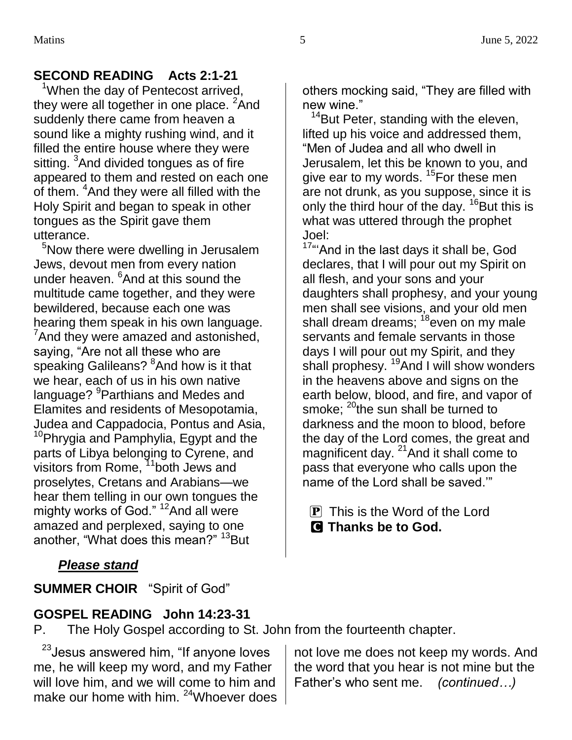## SECOND READING Acts 2:1-21

[1]When the day of Pentecost arrived, they were all together in one place. [2]And suddenly there came from heaven a sound like a mighty rushing wind, and it filled the entire house where they were sitting. [3]And divided tongues as of fire appeared to them and rested on each one of them. [4]And they were all filled with the Holy Spirit and began to speak in other tongues as the Spirit gave them utterance.

[5]Now there were dwelling in Jerusalem Jews, devout men from every nation under heaven. [6]And at this sound the multitude came together, and they were bewildered, because each one was hearing them speak in his own language. [7]And they were amazed and astonished, saying, "Are not all these who are speaking Galileans? [8]And how is it that we hear, each of us in his own native language? [9]Parthians and Medes and Elamites and residents of Mesopotamia, Judea and Cappadocia, Pontus and Asia, [10]Phrygia and Pamphylia, Egypt and the parts of Libya belonging to Cyrene, and visitors from Rome, [11]both Jews and proselytes, Cretans and Arabians—we hear them telling in our own tongues the mighty works of God." [12]And all were amazed and perplexed, saying to one another, "What does this mean?" [13]But others mocking said, "They are filled with new wine."

[14]But Peter, standing with the eleven, lifted up his voice and addressed them, "Men of Judea and all who dwell in Jerusalem, let this be known to you, and give ear to my words. [15]For these men are not drunk, as you suppose, since it is only the third hour of the day. [16]But this is what was uttered through the prophet Joel:

[17]"'And in the last days it shall be, God declares, that I will pour out my Spirit on all flesh, and your sons and your daughters shall prophesy, and your young men shall see visions, and your old men shall dream dreams; [18]even on my male servants and female servants in those days I will pour out my Spirit, and they shall prophesy. [19]And I will show wonders in the heavens above and signs on the earth below, blood, and fire, and vapor of smoke; [20]the sun shall be turned to darkness and the moon to blood, before the day of the Lord comes, the great and magnificent day. [21]And it shall come to pass that everyone who calls upon the name of the Lord shall be saved.'"

P This is the Word of the Lord
**C Thanks be to God.**

***Please stand***

**SUMMER CHOIR** "Spirit of God"

## GOSPEL READING John 14:23-31

P. The Holy Gospel according to St. John from the fourteenth chapter.

[23]Jesus answered him, "If anyone loves me, he will keep my word, and my Father will love him, and we will come to him and make our home with him. [24]Whoever does not love me does not keep my words. And the word that you hear is not mine but the Father's who sent me. *(continued…)*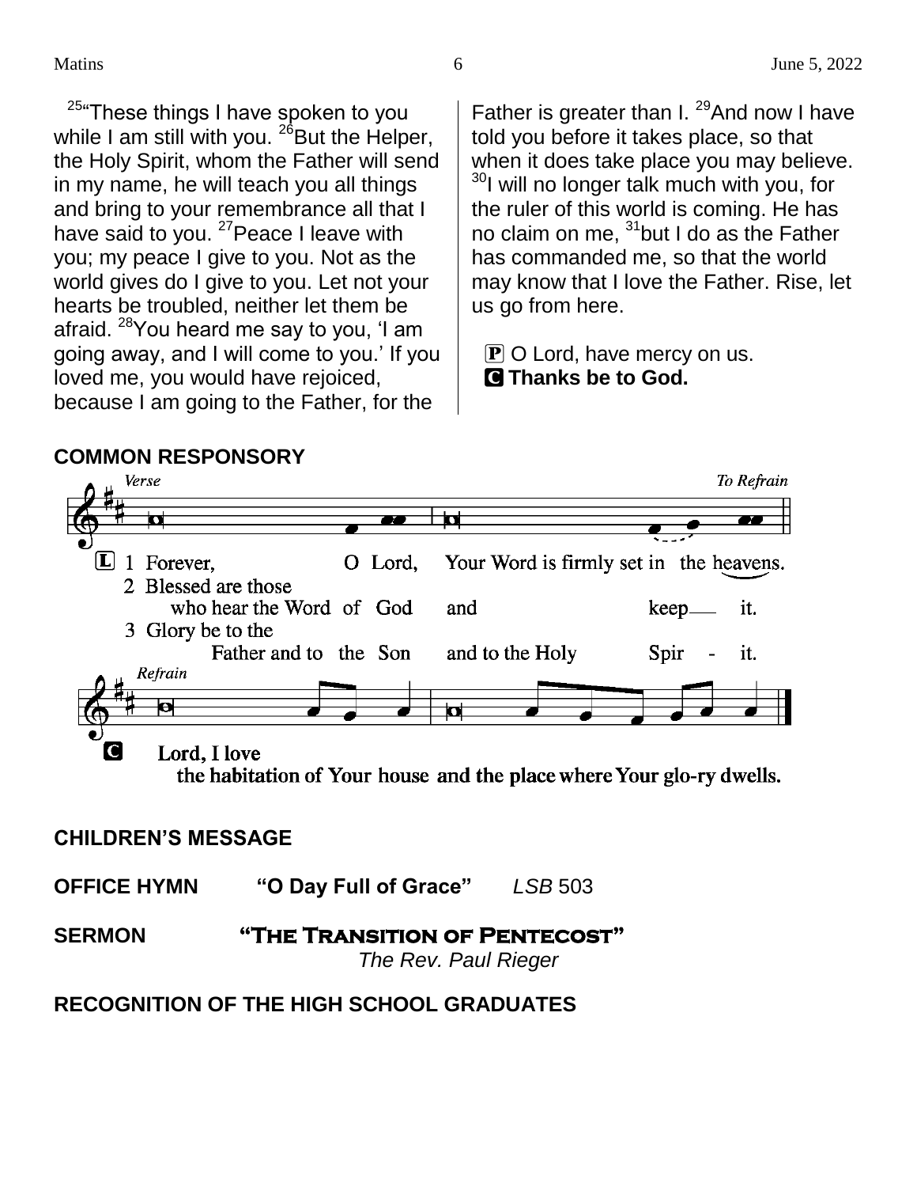[25]"These things I have spoken to you while I am still with you. [26]But the Helper, the Holy Spirit, whom the Father will send in my name, he will teach you all things and bring to your remembrance all that I have said to you. [27]Peace I leave with you; my peace I give to you. Not as the world gives do I give to you. Let not your hearts be troubled, neither let them be afraid. [28]You heard me say to you, 'I am going away, and I will come to you.' If you loved me, you would have rejoiced, because I am going to the Father, for the Father is greater than I. [29]And now I have told you before it takes place, so that when it does take place you may believe. [30]I will no longer talk much with you, for the ruler of this world is coming. He has no claim on me, [31]but I do as the Father has commanded me, so that the world may know that I love the Father. Rise, let us go from here.

P O Lord, have mercy on us.
**C Thanks be to God.**

**COMMON RESPONSORY**

*Verse* — *To Refrain*

L 1 Forever, O Lord, Your Word is firmly set in the heavens.
2 Blessed are those who hear the Word of God and keep it.
3 Glory be to the Father and to the Son and to the Holy Spirit.

*Refrain*

**C Lord, I love the habitation of Your house and the place where Your glo-ry dwells.**

**CHILDREN'S MESSAGE**

**OFFICE HYMN** **"O Day Full of Grace"** *LSB* 503

**SERMON** **"The Transition of Pentecost"**
*The Rev. Paul Rieger*

**RECOGNITION OF THE HIGH SCHOOL GRADUATES**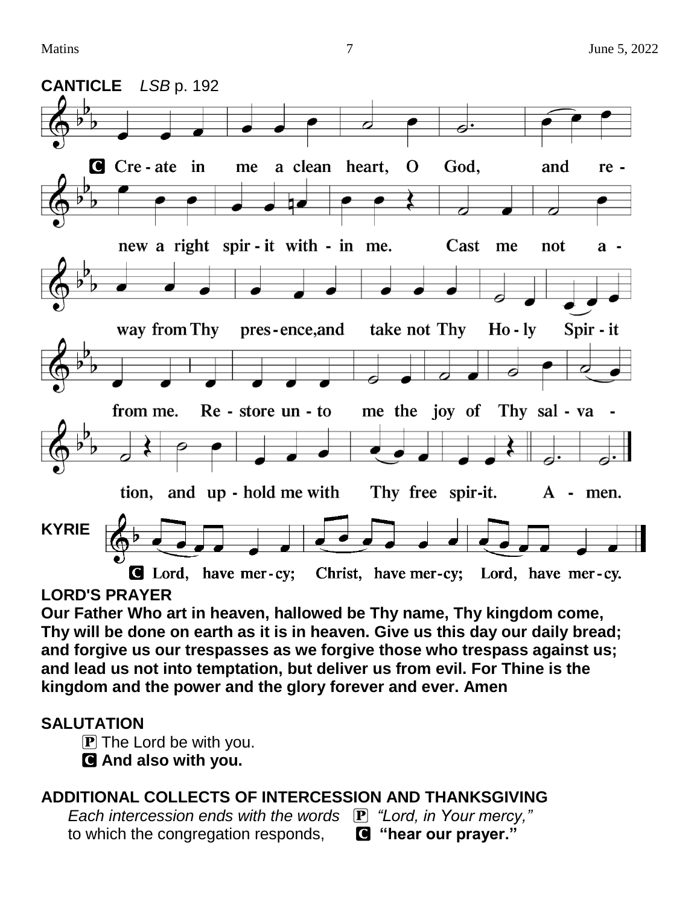## CANTICLE *LSB* p. 192

**C** Create in me a clean heart, O God, and renew a right spirit within me. Cast me not away from Thy presence, and take not Thy Holy Spirit from me. Restore unto me the joy of Thy salvation, and uphold me with Thy free spirit. Amen.

## KYRIE

**C** Lord, have mercy; Christ, have mercy; Lord, have mercy.

## LORD'S PRAYER

**Our Father Who art in heaven, hallowed be Thy name, Thy kingdom come, Thy will be done on earth as it is in heaven. Give us this day our daily bread; and forgive us our trespasses as we forgive those who trespass against us; and lead us not into temptation, but deliver us from evil. For Thine is the kingdom and the power and the glory forever and ever. Amen**

## SALUTATION

P The Lord be with you.
**C And also with you.**

## ADDITIONAL COLLECTS OF INTERCESSION AND THANKSGIVING

*Each intercession ends with the words* P *"Lord, in Your mercy,"*
to which the congregation responds, **C "hear our prayer."**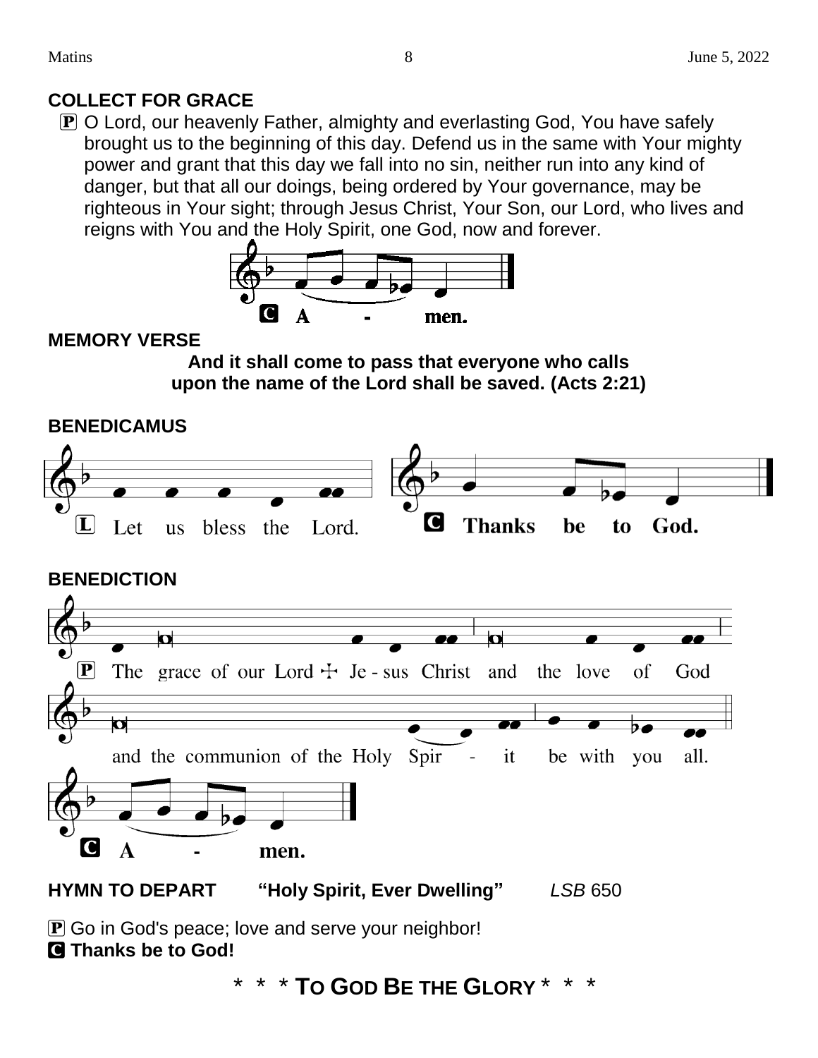**COLLECT FOR GRACE**

P O Lord, our heavenly Father, almighty and everlasting God, You have safely brought us to the beginning of this day. Defend us in the same with Your mighty power and grant that this day we fall into no sin, neither run into any kind of danger, but that all our doings, being ordered by Your governance, may be righteous in Your sight; through Jesus Christ, Your Son, our Lord, who lives and reigns with You and the Holy Spirit, one God, now and forever.

C **A - men.**

**MEMORY VERSE**

**And it shall come to pass that everyone who calls upon the name of the Lord shall be saved. (Acts 2:21)**

**BENEDICAMUS**

L Let us bless the Lord.

C **Thanks be to God.**

**BENEDICTION**

P The grace of our Lord ☩ Je - sus Christ and the love of God and the communion of the Holy Spir - it be with you all.

C **A - men.**

**HYMN TO DEPART** **"Holy Spirit, Ever Dwelling"** *LSB* 650

P Go in God's peace; love and serve your neighbor!

C **Thanks be to God!**

* * * **TO GOD BE THE GLORY** * * *